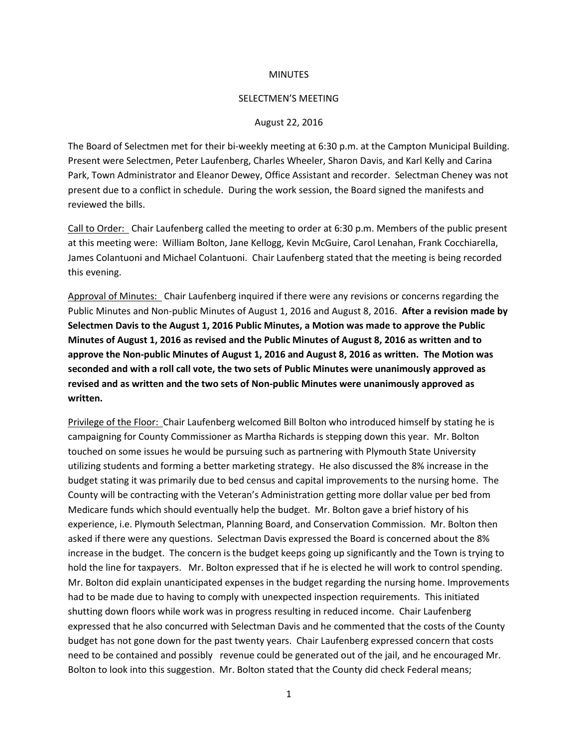MINUTES

SELECTMEN'S MEETING

August 22, 2016

The Board of Selectmen met for their bi-weekly meeting at 6:30 p.m. at the Campton Municipal Building. Present were Selectmen, Peter Laufenberg, Charles Wheeler, Sharon Davis, and Karl Kelly and Carina Park, Town Administrator and Eleanor Dewey, Office Assistant and recorder. Selectman Cheney was not present due to a conflict in schedule. During the work session, the Board signed the manifests and reviewed the bills.

Call to Order: Chair Laufenberg called the meeting to order at 6:30 p.m. Members of the public present at this meeting were: William Bolton, Jane Kellogg, Kevin McGuire, Carol Lenahan, Frank Cocchiarella, James Colantuoni and Michael Colantuoni. Chair Laufenberg stated that the meeting is being recorded this evening.

Approval of Minutes: Chair Laufenberg inquired if there were any revisions or concerns regarding the Public Minutes and Non-public Minutes of August 1, 2016 and August 8, 2016. **After a revision made by Selectmen Davis to the August 1, 2016 Public Minutes, a Motion was made to approve the Public Minutes of August 1, 2016 as revised and the Public Minutes of August 8, 2016 as written and to approve the Non-public Minutes of August 1, 2016 and August 8, 2016 as written. The Motion was seconded and with a roll call vote, the two sets of Public Minutes were unanimously approved as revised and as written and the two sets of Non-public Minutes were unanimously approved as written.**

Privilege of the Floor: Chair Laufenberg welcomed Bill Bolton who introduced himself by stating he is campaigning for County Commissioner as Martha Richards is stepping down this year. Mr. Bolton touched on some issues he would be pursuing such as partnering with Plymouth State University utilizing students and forming a better marketing strategy. He also discussed the 8% increase in the budget stating it was primarily due to bed census and capital improvements to the nursing home. The County will be contracting with the Veteran's Administration getting more dollar value per bed from Medicare funds which should eventually help the budget. Mr. Bolton gave a brief history of his experience, i.e. Plymouth Selectman, Planning Board, and Conservation Commission. Mr. Bolton then asked if there were any questions. Selectman Davis expressed the Board is concerned about the 8% increase in the budget. The concern is the budget keeps going up significantly and the Town is trying to hold the line for taxpayers. Mr. Bolton expressed that if he is elected he will work to control spending. Mr. Bolton did explain unanticipated expenses in the budget regarding the nursing home. Improvements had to be made due to having to comply with unexpected inspection requirements. This initiated shutting down floors while work was in progress resulting in reduced income. Chair Laufenberg expressed that he also concurred with Selectman Davis and he commented that the costs of the County budget has not gone down for the past twenty years. Chair Laufenberg expressed concern that costs need to be contained and possibly revenue could be generated out of the jail, and he encouraged Mr. Bolton to look into this suggestion. Mr. Bolton stated that the County did check Federal means;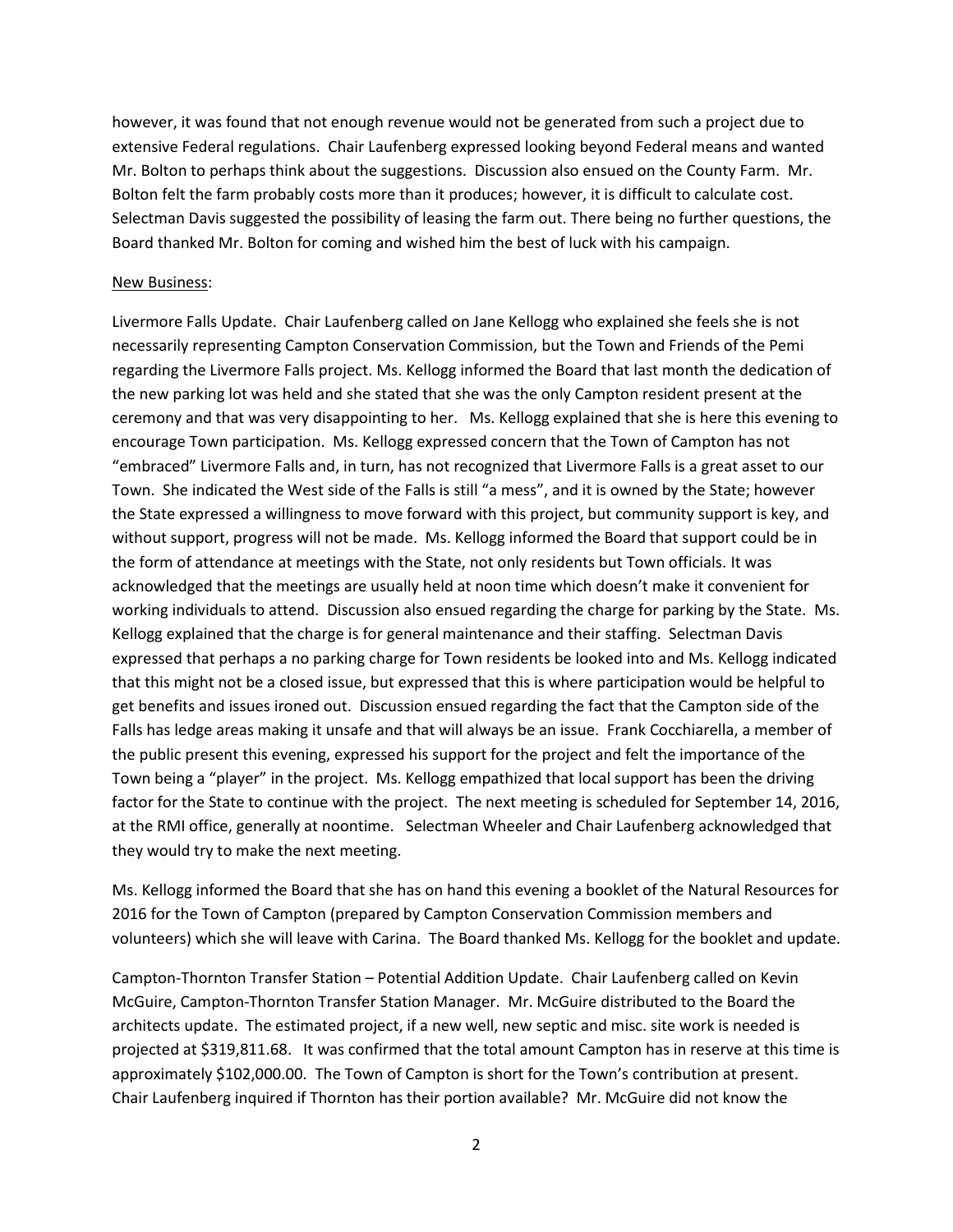however, it was found that not enough revenue would not be generated from such a project due to extensive Federal regulations. Chair Laufenberg expressed looking beyond Federal means and wanted Mr. Bolton to perhaps think about the suggestions. Discussion also ensued on the County Farm. Mr. Bolton felt the farm probably costs more than it produces; however, it is difficult to calculate cost. Selectman Davis suggested the possibility of leasing the farm out. There being no further questions, the Board thanked Mr. Bolton for coming and wished him the best of luck with his campaign.

<u>New Business</u>:

Livermore Falls Update. Chair Laufenberg called on Jane Kellogg who explained she feels she is not necessarily representing Campton Conservation Commission, but the Town and Friends of the Pemi regarding the Livermore Falls project. Ms. Kellogg informed the Board that last month the dedication of the new parking lot was held and she stated that she was the only Campton resident present at the ceremony and that was very disappointing to her. Ms. Kellogg explained that she is here this evening to encourage Town participation. Ms. Kellogg expressed concern that the Town of Campton has not "embraced" Livermore Falls and, in turn, has not recognized that Livermore Falls is a great asset to our Town. She indicated the West side of the Falls is still "a mess", and it is owned by the State; however the State expressed a willingness to move forward with this project, but community support is key, and without support, progress will not be made. Ms. Kellogg informed the Board that support could be in the form of attendance at meetings with the State, not only residents but Town officials. It was acknowledged that the meetings are usually held at noon time which doesn't make it convenient for working individuals to attend. Discussion also ensued regarding the charge for parking by the State. Ms. Kellogg explained that the charge is for general maintenance and their staffing. Selectman Davis expressed that perhaps a no parking charge for Town residents be looked into and Ms. Kellogg indicated that this might not be a closed issue, but expressed that this is where participation would be helpful to get benefits and issues ironed out. Discussion ensued regarding the fact that the Campton side of the Falls has ledge areas making it unsafe and that will always be an issue. Frank Cocchiarella, a member of the public present this evening, expressed his support for the project and felt the importance of the Town being a "player" in the project. Ms. Kellogg empathized that local support has been the driving factor for the State to continue with the project. The next meeting is scheduled for September 14, 2016, at the RMI office, generally at noontime. Selectman Wheeler and Chair Laufenberg acknowledged that they would try to make the next meeting.

Ms. Kellogg informed the Board that she has on hand this evening a booklet of the Natural Resources for 2016 for the Town of Campton (prepared by Campton Conservation Commission members and volunteers) which she will leave with Carina. The Board thanked Ms. Kellogg for the booklet and update.

Campton-Thornton Transfer Station – Potential Addition Update. Chair Laufenberg called on Kevin McGuire, Campton-Thornton Transfer Station Manager. Mr. McGuire distributed to the Board the architects update. The estimated project, if a new well, new septic and misc. site work is needed is projected at $319,811.68. It was confirmed that the total amount Campton has in reserve at this time is approximately $102,000.00. The Town of Campton is short for the Town's contribution at present. Chair Laufenberg inquired if Thornton has their portion available? Mr. McGuire did not know the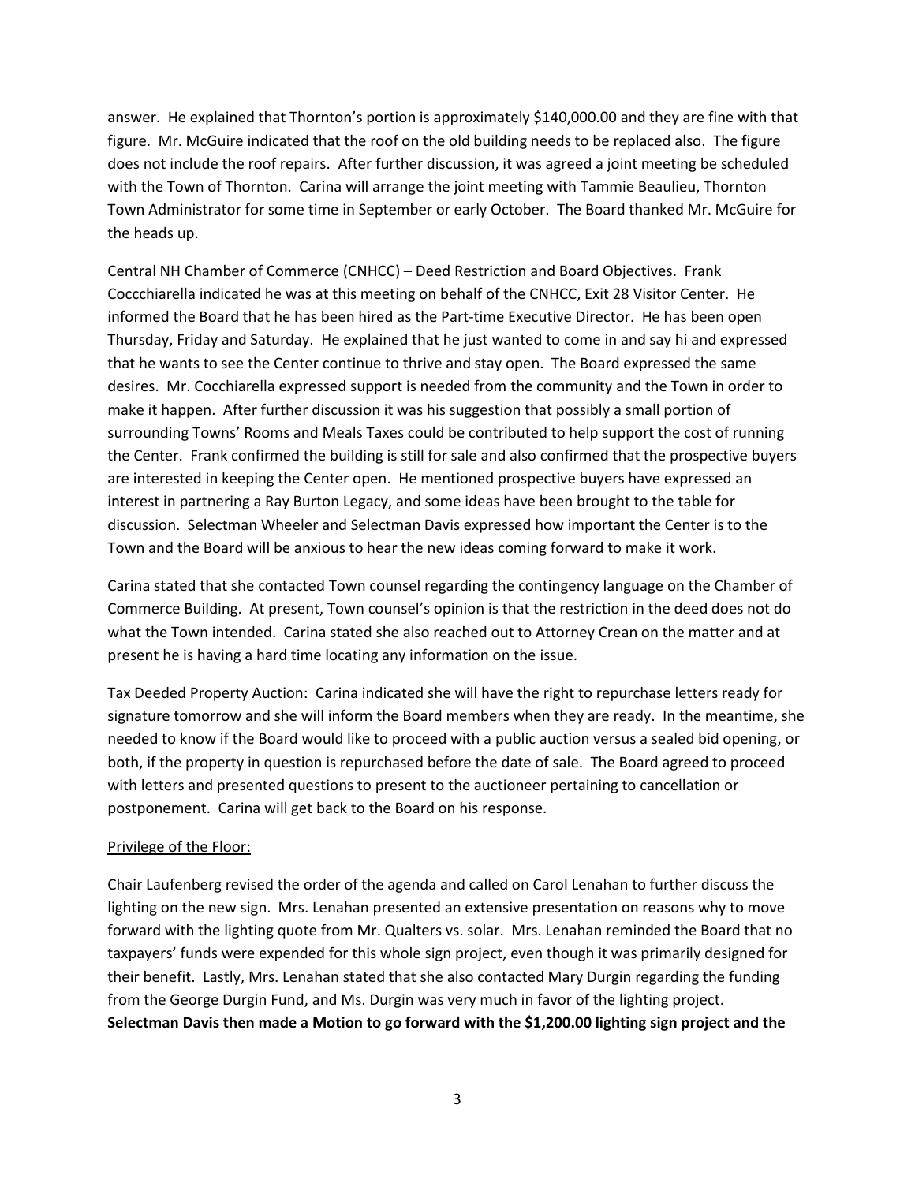answer. He explained that Thornton's portion is approximately $140,000.00 and they are fine with that figure. Mr. McGuire indicated that the roof on the old building needs to be replaced also. The figure does not include the roof repairs. After further discussion, it was agreed a joint meeting be scheduled with the Town of Thornton. Carina will arrange the joint meeting with Tammie Beaulieu, Thornton Town Administrator for some time in September or early October. The Board thanked Mr. McGuire for the heads up.

Central NH Chamber of Commerce (CNHCC) – Deed Restriction and Board Objectives. Frank Coccchiarella indicated he was at this meeting on behalf of the CNHCC, Exit 28 Visitor Center. He informed the Board that he has been hired as the Part-time Executive Director. He has been open Thursday, Friday and Saturday. He explained that he just wanted to come in and say hi and expressed that he wants to see the Center continue to thrive and stay open. The Board expressed the same desires. Mr. Cocchiarella expressed support is needed from the community and the Town in order to make it happen. After further discussion it was his suggestion that possibly a small portion of surrounding Towns' Rooms and Meals Taxes could be contributed to help support the cost of running the Center. Frank confirmed the building is still for sale and also confirmed that the prospective buyers are interested in keeping the Center open. He mentioned prospective buyers have expressed an interest in partnering a Ray Burton Legacy, and some ideas have been brought to the table for discussion. Selectman Wheeler and Selectman Davis expressed how important the Center is to the Town and the Board will be anxious to hear the new ideas coming forward to make it work.

Carina stated that she contacted Town counsel regarding the contingency language on the Chamber of Commerce Building. At present, Town counsel's opinion is that the restriction in the deed does not do what the Town intended. Carina stated she also reached out to Attorney Crean on the matter and at present he is having a hard time locating any information on the issue.

Tax Deeded Property Auction: Carina indicated she will have the right to repurchase letters ready for signature tomorrow and she will inform the Board members when they are ready. In the meantime, she needed to know if the Board would like to proceed with a public auction versus a sealed bid opening, or both, if the property in question is repurchased before the date of sale. The Board agreed to proceed with letters and presented questions to present to the auctioneer pertaining to cancellation or postponement. Carina will get back to the Board on his response.

Privilege of the Floor:

Chair Laufenberg revised the order of the agenda and called on Carol Lenahan to further discuss the lighting on the new sign. Mrs. Lenahan presented an extensive presentation on reasons why to move forward with the lighting quote from Mr. Qualters vs. solar. Mrs. Lenahan reminded the Board that no taxpayers' funds were expended for this whole sign project, even though it was primarily designed for their benefit. Lastly, Mrs. Lenahan stated that she also contacted Mary Durgin regarding the funding from the George Durgin Fund, and Ms. Durgin was very much in favor of the lighting project. **Selectman Davis then made a Motion to go forward with the $1,200.00 lighting sign project and the**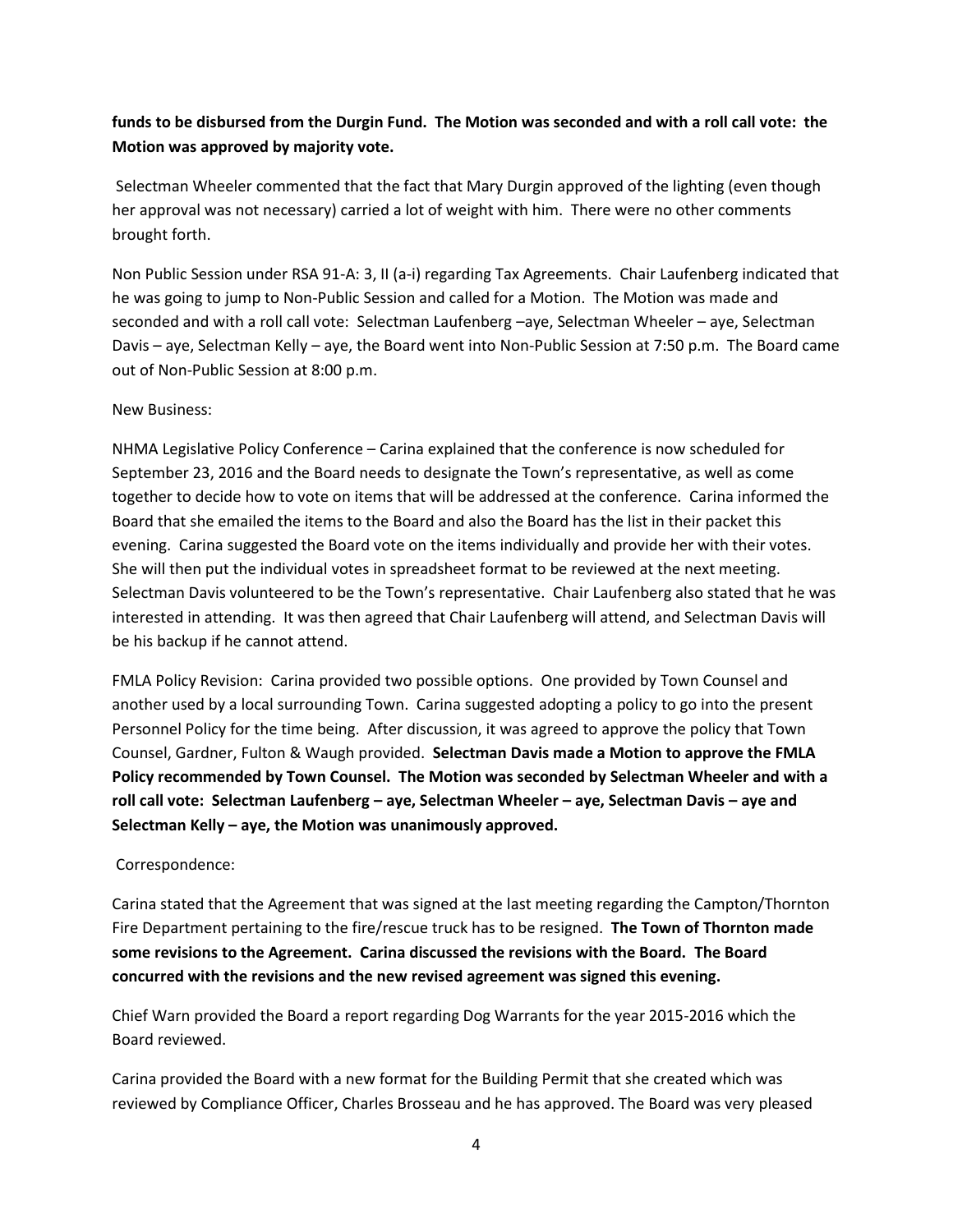**funds to be disbursed from the Durgin Fund. The Motion was seconded and with a roll call vote: the Motion was approved by majority vote.**

Selectman Wheeler commented that the fact that Mary Durgin approved of the lighting (even though her approval was not necessary) carried a lot of weight with him. There were no other comments brought forth.

Non Public Session under RSA 91-A: 3, II (a-i) regarding Tax Agreements. Chair Laufenberg indicated that he was going to jump to Non-Public Session and called for a Motion. The Motion was made and seconded and with a roll call vote: Selectman Laufenberg –aye, Selectman Wheeler – aye, Selectman Davis – aye, Selectman Kelly – aye, the Board went into Non-Public Session at 7:50 p.m. The Board came out of Non-Public Session at 8:00 p.m.

New Business:

NHMA Legislative Policy Conference – Carina explained that the conference is now scheduled for September 23, 2016 and the Board needs to designate the Town's representative, as well as come together to decide how to vote on items that will be addressed at the conference. Carina informed the Board that she emailed the items to the Board and also the Board has the list in their packet this evening. Carina suggested the Board vote on the items individually and provide her with their votes. She will then put the individual votes in spreadsheet format to be reviewed at the next meeting. Selectman Davis volunteered to be the Town's representative. Chair Laufenberg also stated that he was interested in attending. It was then agreed that Chair Laufenberg will attend, and Selectman Davis will be his backup if he cannot attend.

FMLA Policy Revision: Carina provided two possible options. One provided by Town Counsel and another used by a local surrounding Town. Carina suggested adopting a policy to go into the present Personnel Policy for the time being. After discussion, it was agreed to approve the policy that Town Counsel, Gardner, Fulton & Waugh provided. **Selectman Davis made a Motion to approve the FMLA Policy recommended by Town Counsel. The Motion was seconded by Selectman Wheeler and with a roll call vote: Selectman Laufenberg – aye, Selectman Wheeler – aye, Selectman Davis – aye and Selectman Kelly – aye, the Motion was unanimously approved.**

Correspondence:

Carina stated that the Agreement that was signed at the last meeting regarding the Campton/Thornton Fire Department pertaining to the fire/rescue truck has to be resigned. **The Town of Thornton made some revisions to the Agreement. Carina discussed the revisions with the Board. The Board concurred with the revisions and the new revised agreement was signed this evening.**

Chief Warn provided the Board a report regarding Dog Warrants for the year 2015-2016 which the Board reviewed.

Carina provided the Board with a new format for the Building Permit that she created which was reviewed by Compliance Officer, Charles Brosseau and he has approved. The Board was very pleased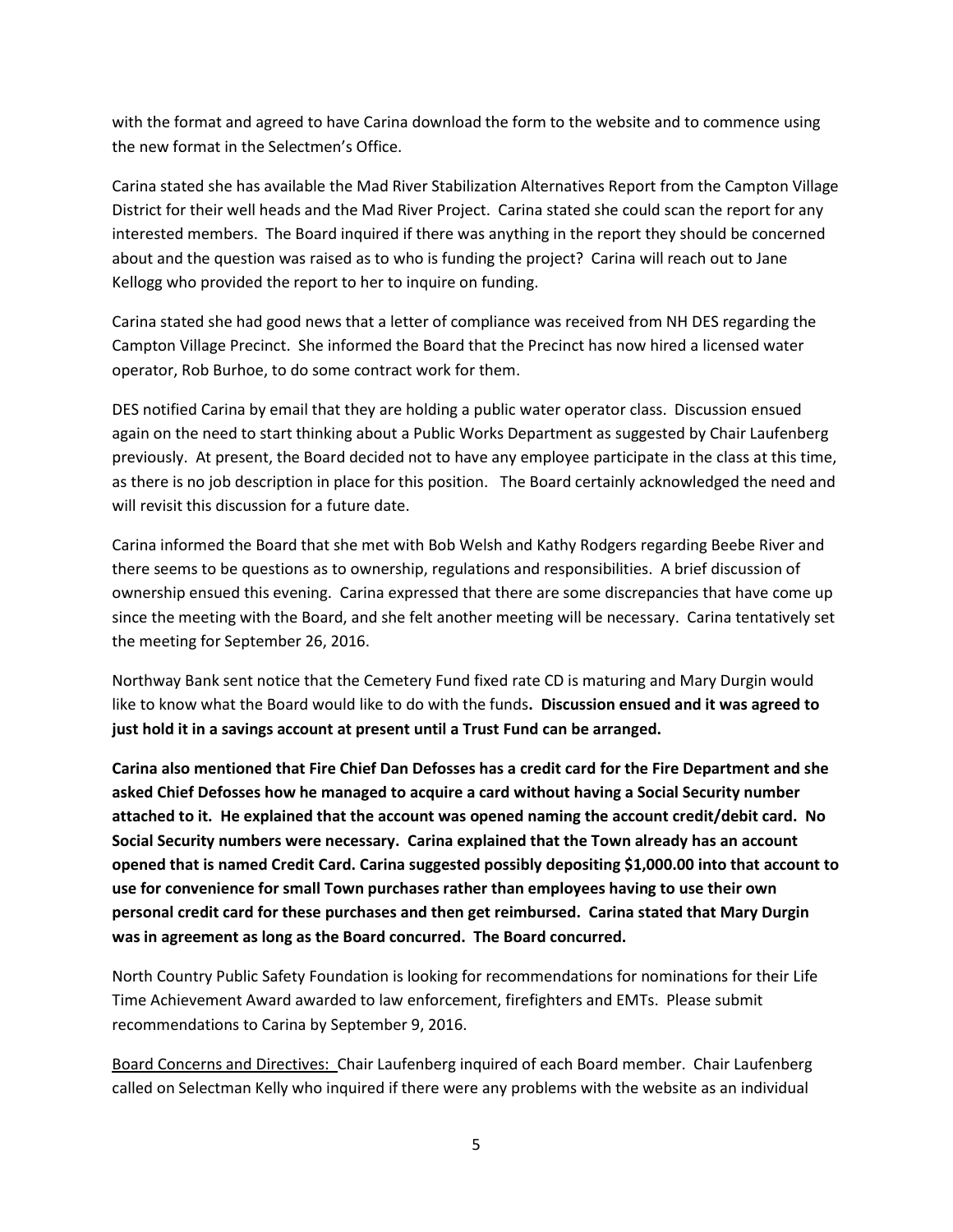with the format and agreed to have Carina download the form to the website and to commence using the new format in the Selectmen's Office.

Carina stated she has available the Mad River Stabilization Alternatives Report from the Campton Village District for their well heads and the Mad River Project. Carina stated she could scan the report for any interested members. The Board inquired if there was anything in the report they should be concerned about and the question was raised as to who is funding the project? Carina will reach out to Jane Kellogg who provided the report to her to inquire on funding.

Carina stated she had good news that a letter of compliance was received from NH DES regarding the Campton Village Precinct. She informed the Board that the Precinct has now hired a licensed water operator, Rob Burhoe, to do some contract work for them.

DES notified Carina by email that they are holding a public water operator class. Discussion ensued again on the need to start thinking about a Public Works Department as suggested by Chair Laufenberg previously. At present, the Board decided not to have any employee participate in the class at this time, as there is no job description in place for this position. The Board certainly acknowledged the need and will revisit this discussion for a future date.

Carina informed the Board that she met with Bob Welsh and Kathy Rodgers regarding Beebe River and there seems to be questions as to ownership, regulations and responsibilities. A brief discussion of ownership ensued this evening. Carina expressed that there are some discrepancies that have come up since the meeting with the Board, and she felt another meeting will be necessary. Carina tentatively set the meeting for September 26, 2016.

Northway Bank sent notice that the Cemetery Fund fixed rate CD is maturing and Mary Durgin would like to know what the Board would like to do with the funds**. Discussion ensued and it was agreed to just hold it in a savings account at present until a Trust Fund can be arranged.**

**Carina also mentioned that Fire Chief Dan Defosses has a credit card for the Fire Department and she asked Chief Defosses how he managed to acquire a card without having a Social Security number attached to it. He explained that the account was opened naming the account credit/debit card. No Social Security numbers were necessary. Carina explained that the Town already has an account opened that is named Credit Card. Carina suggested possibly depositing $1,000.00 into that account to use for convenience for small Town purchases rather than employees having to use their own personal credit card for these purchases and then get reimbursed. Carina stated that Mary Durgin was in agreement as long as the Board concurred. The Board concurred.**

North Country Public Safety Foundation is looking for recommendations for nominations for their Life Time Achievement Award awarded to law enforcement, firefighters and EMTs. Please submit recommendations to Carina by September 9, 2016.

<u>Board Concerns and Directives:</u> Chair Laufenberg inquired of each Board member. Chair Laufenberg called on Selectman Kelly who inquired if there were any problems with the website as an individual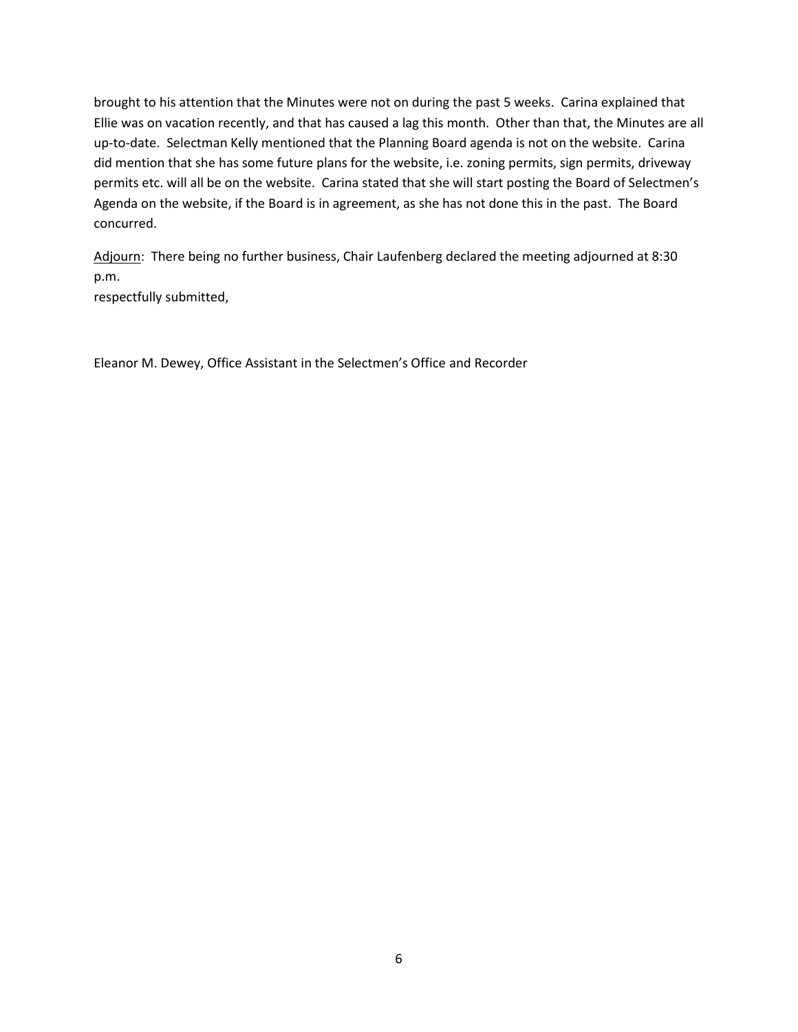brought to his attention that the Minutes were not on during the past 5 weeks. Carina explained that Ellie was on vacation recently, and that has caused a lag this month. Other than that, the Minutes are all up-to-date. Selectman Kelly mentioned that the Planning Board agenda is not on the website. Carina did mention that she has some future plans for the website, i.e. zoning permits, sign permits, driveway permits etc. will all be on the website. Carina stated that she will start posting the Board of Selectmen's Agenda on the website, if the Board is in agreement, as she has not done this in the past. The Board concurred.

<u>Adjourn</u>: There being no further business, Chair Laufenberg declared the meeting adjourned at 8:30 p.m.

respectfully submitted,

Eleanor M. Dewey, Office Assistant in the Selectmen's Office and Recorder